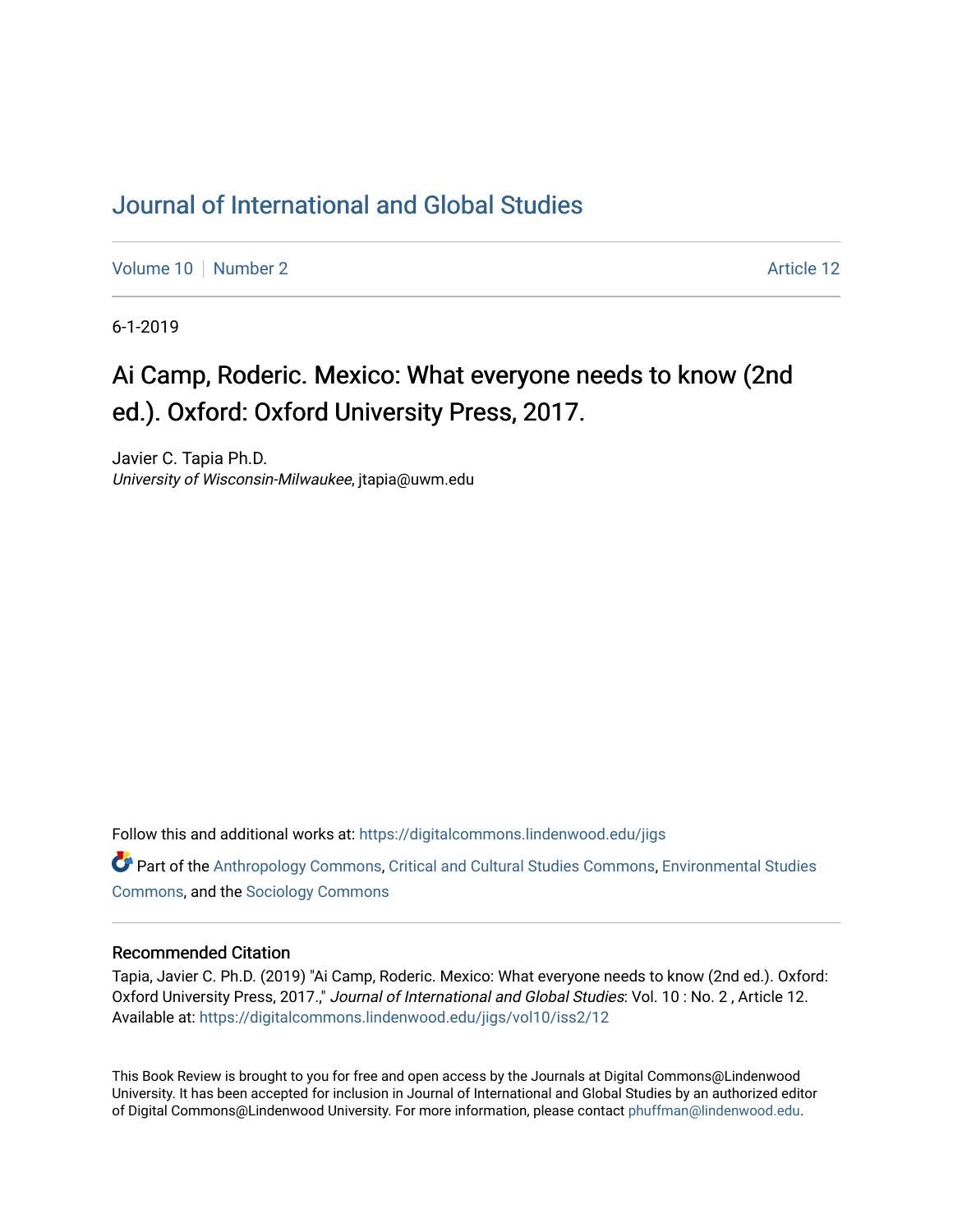# Journal of International and Global Studies

Volume 10 | Number 2 — Article 12

6-1-2019

## Ai Camp, Roderic. Mexico: What everyone needs to know (2nd ed.). Oxford: Oxford University Press, 2017.

Javier C. Tapia Ph.D.
*University of Wisconsin-Milwaukee*, jtapia@uwm.edu

Follow this and additional works at: https://digitalcommons.lindenwood.edu/jigs

Part of the Anthropology Commons, Critical and Cultural Studies Commons, Environmental Studies Commons, and the Sociology Commons

### Recommended Citation

Tapia, Javier C. Ph.D. (2019) "Ai Camp, Roderic. Mexico: What everyone needs to know (2nd ed.). Oxford: Oxford University Press, 2017.," *Journal of International and Global Studies*: Vol. 10 : No. 2 , Article 12.
Available at: https://digitalcommons.lindenwood.edu/jigs/vol10/iss2/12

This Book Review is brought to you for free and open access by the Journals at Digital Commons@Lindenwood University. It has been accepted for inclusion in Journal of International and Global Studies by an authorized editor of Digital Commons@Lindenwood University. For more information, please contact phuffman@lindenwood.edu.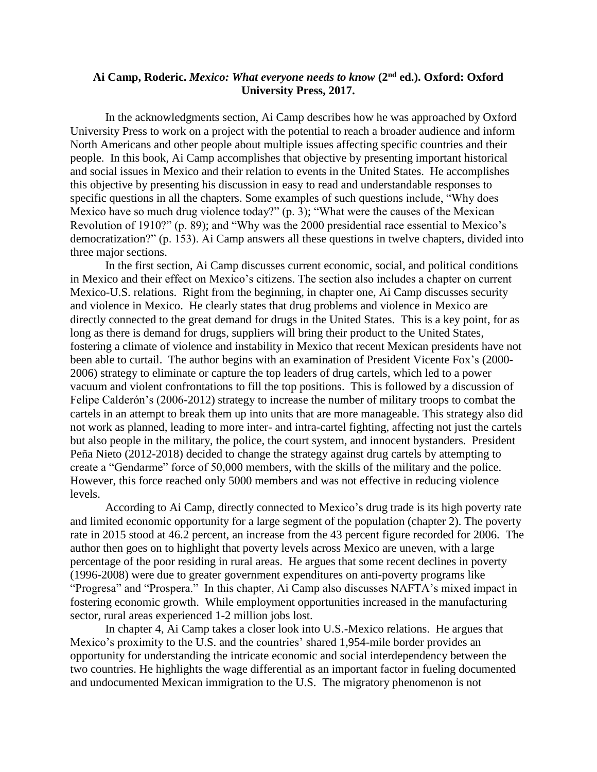**Ai Camp, Roderic. *Mexico: What everyone needs to know* (2nd ed.). Oxford: Oxford University Press, 2017.**

In the acknowledgments section, Ai Camp describes how he was approached by Oxford University Press to work on a project with the potential to reach a broader audience and inform North Americans and other people about multiple issues affecting specific countries and their people. In this book, Ai Camp accomplishes that objective by presenting important historical and social issues in Mexico and their relation to events in the United States. He accomplishes this objective by presenting his discussion in easy to read and understandable responses to specific questions in all the chapters. Some examples of such questions include, "Why does Mexico have so much drug violence today?" (p. 3); "What were the causes of the Mexican Revolution of 1910?" (p. 89); and "Why was the 2000 presidential race essential to Mexico's democratization?" (p. 153). Ai Camp answers all these questions in twelve chapters, divided into three major sections.

In the first section, Ai Camp discusses current economic, social, and political conditions in Mexico and their effect on Mexico's citizens. The section also includes a chapter on current Mexico-U.S. relations. Right from the beginning, in chapter one, Ai Camp discusses security and violence in Mexico. He clearly states that drug problems and violence in Mexico are directly connected to the great demand for drugs in the United States. This is a key point, for as long as there is demand for drugs, suppliers will bring their product to the United States, fostering a climate of violence and instability in Mexico that recent Mexican presidents have not been able to curtail. The author begins with an examination of President Vicente Fox's (2000-2006) strategy to eliminate or capture the top leaders of drug cartels, which led to a power vacuum and violent confrontations to fill the top positions. This is followed by a discussion of Felipe Calderón's (2006-2012) strategy to increase the number of military troops to combat the cartels in an attempt to break them up into units that are more manageable. This strategy also did not work as planned, leading to more inter- and intra-cartel fighting, affecting not just the cartels but also people in the military, the police, the court system, and innocent bystanders. President Peña Nieto (2012-2018) decided to change the strategy against drug cartels by attempting to create a "Gendarme" force of 50,000 members, with the skills of the military and the police. However, this force reached only 5000 members and was not effective in reducing violence levels.

According to Ai Camp, directly connected to Mexico's drug trade is its high poverty rate and limited economic opportunity for a large segment of the population (chapter 2). The poverty rate in 2015 stood at 46.2 percent, an increase from the 43 percent figure recorded for 2006. The author then goes on to highlight that poverty levels across Mexico are uneven, with a large percentage of the poor residing in rural areas. He argues that some recent declines in poverty (1996-2008) were due to greater government expenditures on anti-poverty programs like "Progresa" and "Prospera." In this chapter, Ai Camp also discusses NAFTA's mixed impact in fostering economic growth. While employment opportunities increased in the manufacturing sector, rural areas experienced 1-2 million jobs lost.

In chapter 4, Ai Camp takes a closer look into U.S.-Mexico relations. He argues that Mexico's proximity to the U.S. and the countries' shared 1,954-mile border provides an opportunity for understanding the intricate economic and social interdependency between the two countries. He highlights the wage differential as an important factor in fueling documented and undocumented Mexican immigration to the U.S. The migratory phenomenon is not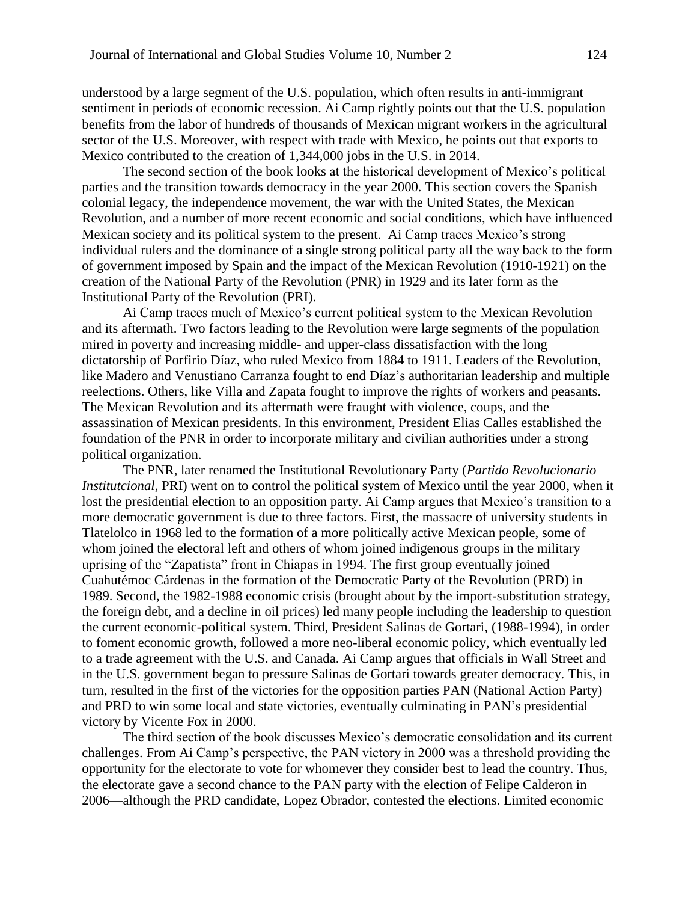understood by a large segment of the U.S. population, which often results in anti-immigrant sentiment in periods of economic recession. Ai Camp rightly points out that the U.S. population benefits from the labor of hundreds of thousands of Mexican migrant workers in the agricultural sector of the U.S. Moreover, with respect with trade with Mexico, he points out that exports to Mexico contributed to the creation of 1,344,000 jobs in the U.S. in 2014.

The second section of the book looks at the historical development of Mexico's political parties and the transition towards democracy in the year 2000. This section covers the Spanish colonial legacy, the independence movement, the war with the United States, the Mexican Revolution, and a number of more recent economic and social conditions, which have influenced Mexican society and its political system to the present. Ai Camp traces Mexico's strong individual rulers and the dominance of a single strong political party all the way back to the form of government imposed by Spain and the impact of the Mexican Revolution (1910-1921) on the creation of the National Party of the Revolution (PNR) in 1929 and its later form as the Institutional Party of the Revolution (PRI).

Ai Camp traces much of Mexico's current political system to the Mexican Revolution and its aftermath. Two factors leading to the Revolution were large segments of the population mired in poverty and increasing middle- and upper-class dissatisfaction with the long dictatorship of Porfirio Díaz, who ruled Mexico from 1884 to 1911. Leaders of the Revolution, like Madero and Venustiano Carranza fought to end Díaz's authoritarian leadership and multiple reelections. Others, like Villa and Zapata fought to improve the rights of workers and peasants. The Mexican Revolution and its aftermath were fraught with violence, coups, and the assassination of Mexican presidents. In this environment, President Elias Calles established the foundation of the PNR in order to incorporate military and civilian authorities under a strong political organization.

The PNR, later renamed the Institutional Revolutionary Party (*Partido Revolucionario Institutcional*, PRI) went on to control the political system of Mexico until the year 2000, when it lost the presidential election to an opposition party. Ai Camp argues that Mexico's transition to a more democratic government is due to three factors. First, the massacre of university students in Tlatelolco in 1968 led to the formation of a more politically active Mexican people, some of whom joined the electoral left and others of whom joined indigenous groups in the military uprising of the "Zapatista" front in Chiapas in 1994. The first group eventually joined Cuahutémoc Cárdenas in the formation of the Democratic Party of the Revolution (PRD) in 1989. Second, the 1982-1988 economic crisis (brought about by the import-substitution strategy, the foreign debt, and a decline in oil prices) led many people including the leadership to question the current economic-political system. Third, President Salinas de Gortari, (1988-1994), in order to foment economic growth, followed a more neo-liberal economic policy, which eventually led to a trade agreement with the U.S. and Canada. Ai Camp argues that officials in Wall Street and in the U.S. government began to pressure Salinas de Gortari towards greater democracy. This, in turn, resulted in the first of the victories for the opposition parties PAN (National Action Party) and PRD to win some local and state victories, eventually culminating in PAN's presidential victory by Vicente Fox in 2000.

The third section of the book discusses Mexico's democratic consolidation and its current challenges. From Ai Camp's perspective, the PAN victory in 2000 was a threshold providing the opportunity for the electorate to vote for whomever they consider best to lead the country. Thus, the electorate gave a second chance to the PAN party with the election of Felipe Calderon in 2006—although the PRD candidate, Lopez Obrador, contested the elections. Limited economic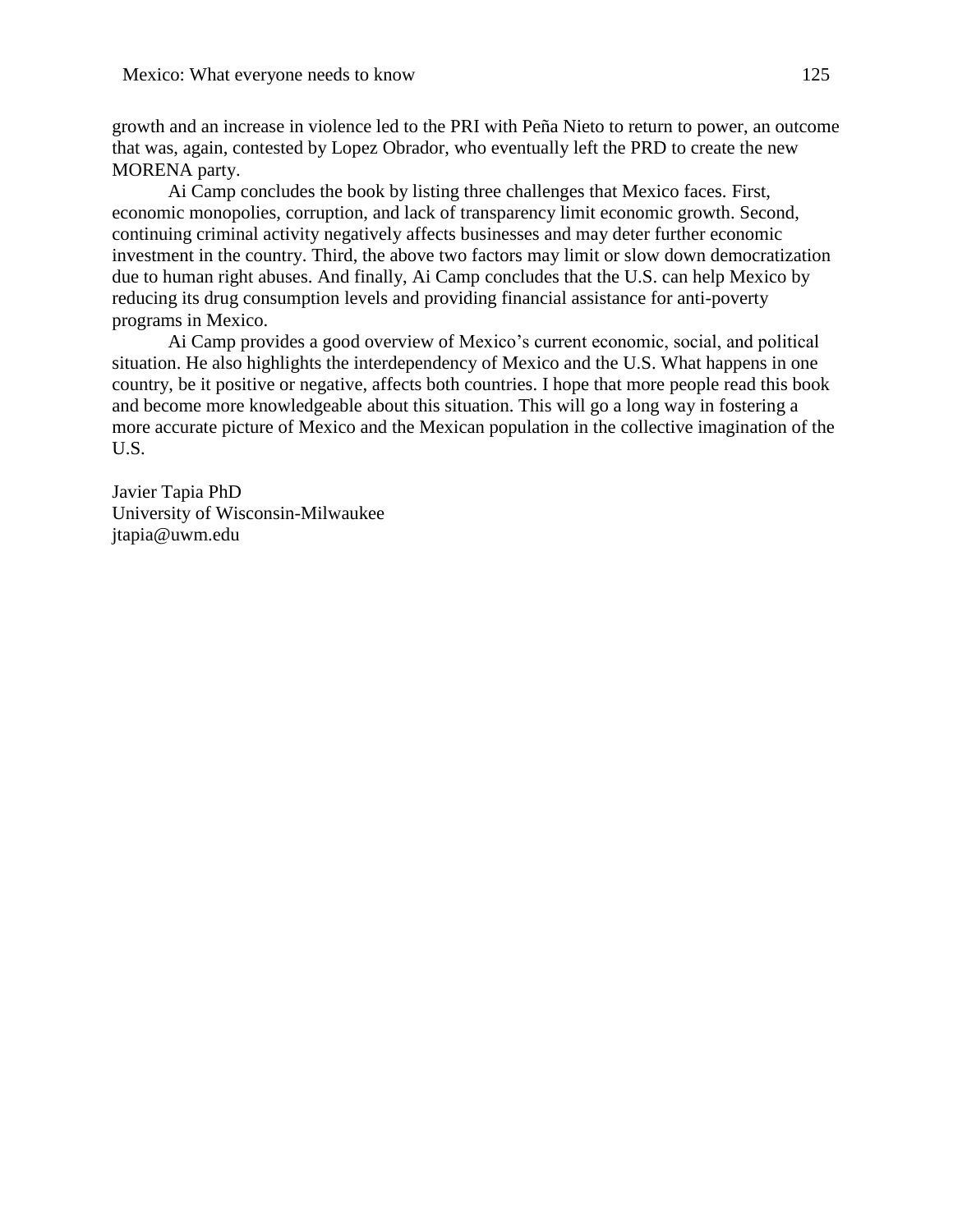growth and an increase in violence led to the PRI with Peña Nieto to return to power, an outcome that was, again, contested by Lopez Obrador, who eventually left the PRD to create the new MORENA party.

Ai Camp concludes the book by listing three challenges that Mexico faces. First, economic monopolies, corruption, and lack of transparency limit economic growth. Second, continuing criminal activity negatively affects businesses and may deter further economic investment in the country. Third, the above two factors may limit or slow down democratization due to human right abuses. And finally, Ai Camp concludes that the U.S. can help Mexico by reducing its drug consumption levels and providing financial assistance for anti-poverty programs in Mexico.

Ai Camp provides a good overview of Mexico's current economic, social, and political situation. He also highlights the interdependency of Mexico and the U.S. What happens in one country, be it positive or negative, affects both countries. I hope that more people read this book and become more knowledgeable about this situation. This will go a long way in fostering a more accurate picture of Mexico and the Mexican population in the collective imagination of the U.S.

Javier Tapia PhD
University of Wisconsin-Milwaukee
jtapia@uwm.edu